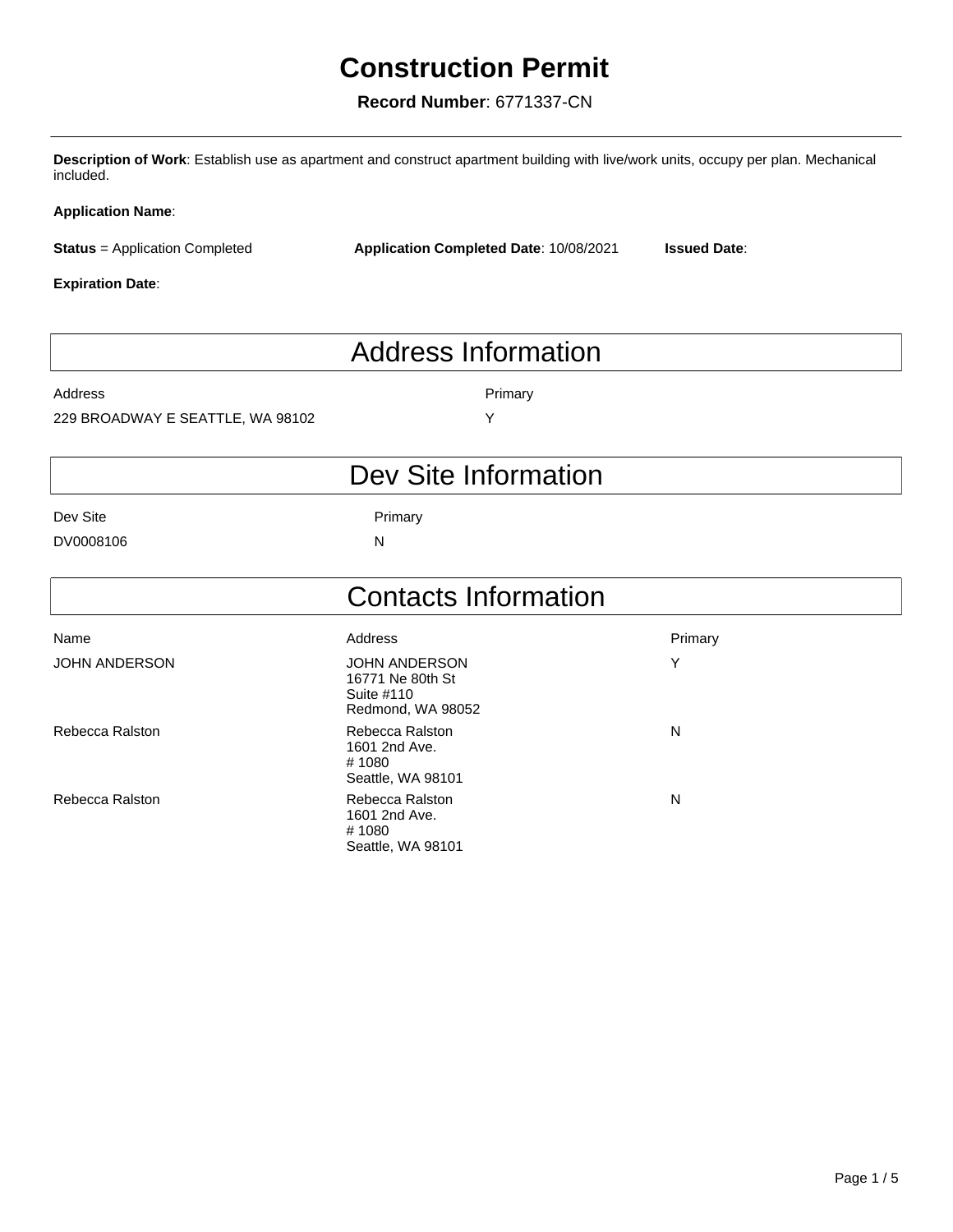# Construction Permit

**Record Number**: 6771337-CN

---

**Description of Work**: Establish use as apartment and construct apartment building with live/work units, occupy per plan. Mechanical included.

**Application Name**:

**Status** = Application Completed **Application Completed Date**: 10/08/2021 **Issued Date**:

**Expiration Date**:

## Address Information

| Address | Primary |
| --- | --- |
| 229 BROADWAY E SEATTLE, WA 98102 | Y |

## Dev Site Information

| Dev Site | Primary |
| --- | --- |
| DV0008106 | N |

## Contacts Information

| Name | Address | Primary |
| --- | --- | --- |
| JOHN ANDERSON | JOHN ANDERSON<br>16771 Ne 80th St<br>Suite #110<br>Redmond, WA 98052 | Y |
| Rebecca Ralston | Rebecca Ralston<br>1601 2nd Ave.<br># 1080<br>Seattle, WA 98101 | N |
| Rebecca Ralston | Rebecca Ralston<br>1601 2nd Ave.<br># 1080<br>Seattle, WA 98101 | N |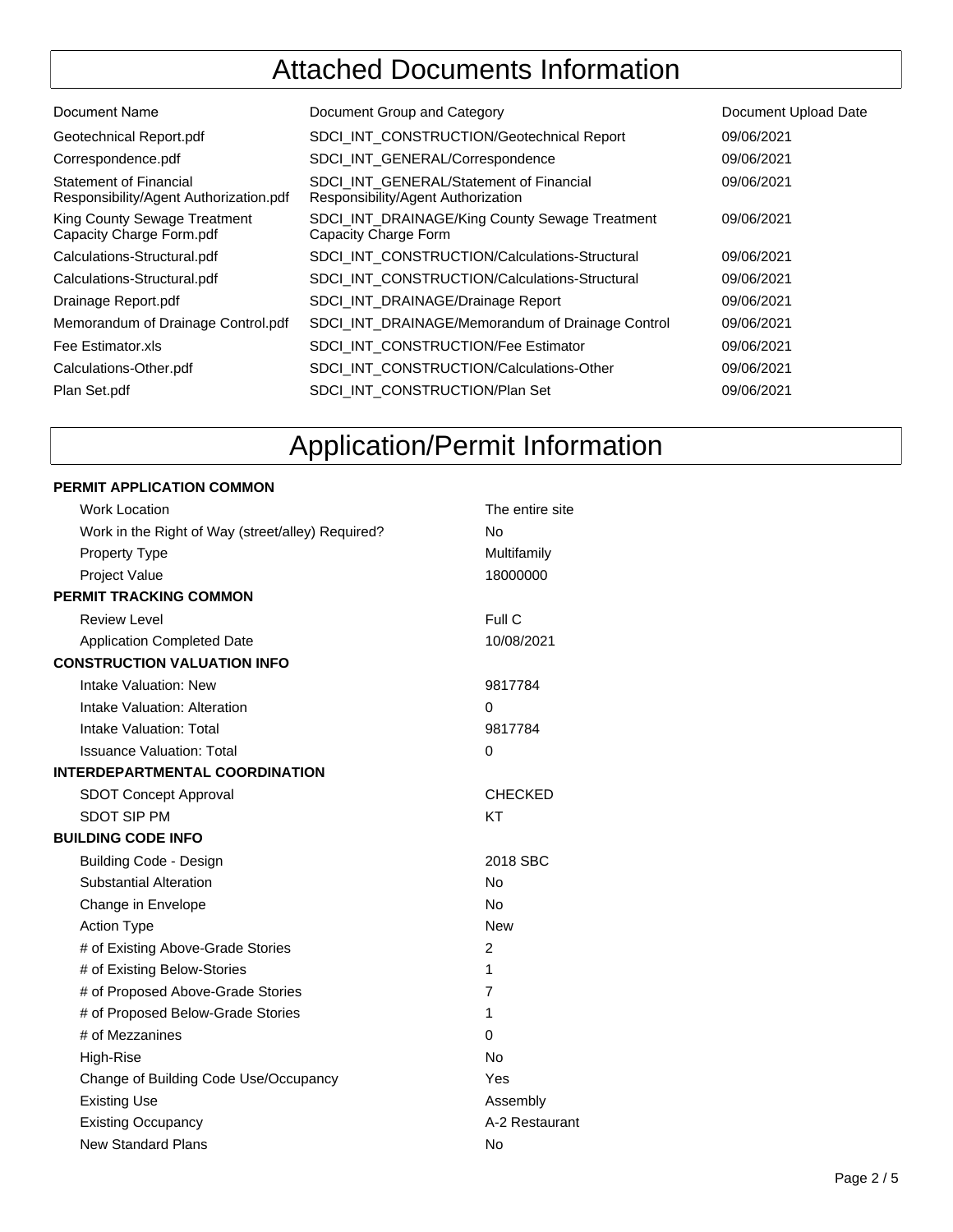# Attached Documents Information

| Document Name | Document Group and Category | Document Upload Date |
|---|---|---|
| Geotechnical Report.pdf | SDCI_INT_CONSTRUCTION/Geotechnical Report | 09/06/2021 |
| Correspondence.pdf | SDCI_INT_GENERAL/Correspondence | 09/06/2021 |
| Statement of Financial Responsibility/Agent Authorization.pdf | SDCI_INT_GENERAL/Statement of Financial Responsibility/Agent Authorization | 09/06/2021 |
| King County Sewage Treatment Capacity Charge Form.pdf | SDCI_INT_DRAINAGE/King County Sewage Treatment Capacity Charge Form | 09/06/2021 |
| Calculations-Structural.pdf | SDCI_INT_CONSTRUCTION/Calculations-Structural | 09/06/2021 |
| Calculations-Structural.pdf | SDCI_INT_CONSTRUCTION/Calculations-Structural | 09/06/2021 |
| Drainage Report.pdf | SDCI_INT_DRAINAGE/Drainage Report | 09/06/2021 |
| Memorandum of Drainage Control.pdf | SDCI_INT_DRAINAGE/Memorandum of Drainage Control | 09/06/2021 |
| Fee Estimator.xls | SDCI_INT_CONSTRUCTION/Fee Estimator | 09/06/2021 |
| Calculations-Other.pdf | SDCI_INT_CONSTRUCTION/Calculations-Other | 09/06/2021 |
| Plan Set.pdf | SDCI_INT_CONSTRUCTION/Plan Set | 09/06/2021 |

# Application/Permit Information

**PERMIT APPLICATION COMMON**

| | |
|---|---|
| Work Location | The entire site |
| Work in the Right of Way (street/alley) Required? | No |
| Property Type | Multifamily |
| Project Value | 18000000 |

**PERMIT TRACKING COMMON**

| | |
|---|---|
| Review Level | Full C |
| Application Completed Date | 10/08/2021 |

**CONSTRUCTION VALUATION INFO**

| | |
|---|---|
| Intake Valuation: New | 9817784 |
| Intake Valuation: Alteration | 0 |
| Intake Valuation: Total | 9817784 |
| Issuance Valuation: Total | 0 |

**INTERDEPARTMENTAL COORDINATION**

| | |
|---|---|
| SDOT Concept Approval | CHECKED |
| SDOT SIP PM | KT |

**BUILDING CODE INFO**

| | |
|---|---|
| Building Code - Design | 2018 SBC |
| Substantial Alteration | No |
| Change in Envelope | No |
| Action Type | New |
| # of Existing Above-Grade Stories | 2 |
| # of Existing Below-Stories | 1 |
| # of Proposed Above-Grade Stories | 7 |
| # of Proposed Below-Grade Stories | 1 |
| # of Mezzanines | 0 |
| High-Rise | No |
| Change of Building Code Use/Occupancy | Yes |
| Existing Use | Assembly |
| Existing Occupancy | A-2 Restaurant |
| New Standard Plans | No |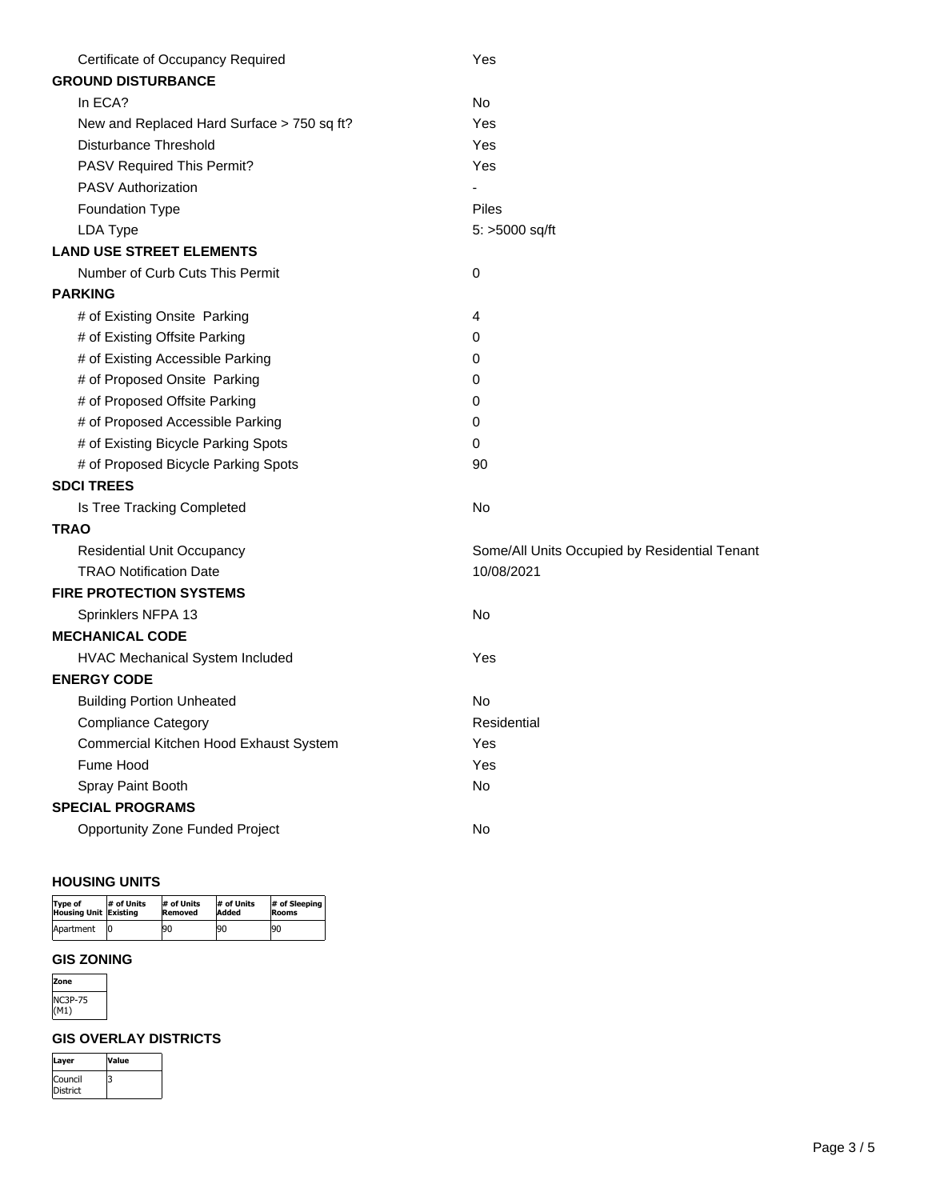| | |
|---|---|
| Certificate of Occupancy Required | Yes |

**GROUND DISTURBANCE**

| | |
|---|---|
| In ECA? | No |
| New and Replaced Hard Surface > 750 sq ft? | Yes |
| Disturbance Threshold | Yes |
| PASV Required This Permit? | Yes |
| PASV Authorization | - |
| Foundation Type | Piles |
| LDA Type | 5: >5000 sq/ft |

**LAND USE STREET ELEMENTS**

| | |
|---|---|
| Number of Curb Cuts This Permit | 0 |

**PARKING**

| | |
|---|---|
| # of Existing Onsite Parking | 4 |
| # of Existing Offsite Parking | 0 |
| # of Existing Accessible Parking | 0 |
| # of Proposed Onsite Parking | 0 |
| # of Proposed Offsite Parking | 0 |
| # of Proposed Accessible Parking | 0 |
| # of Existing Bicycle Parking Spots | 0 |
| # of Proposed Bicycle Parking Spots | 90 |

**SDCI TREES**

| | |
|---|---|
| Is Tree Tracking Completed | No |

**TRAO**

| | |
|---|---|
| Residential Unit Occupancy | Some/All Units Occupied by Residential Tenant |
| TRAO Notification Date | 10/08/2021 |

**FIRE PROTECTION SYSTEMS**

| | |
|---|---|
| Sprinklers NFPA 13 | No |

**MECHANICAL CODE**

| | |
|---|---|
| HVAC Mechanical System Included | Yes |

**ENERGY CODE**

| | |
|---|---|
| Building Portion Unheated | No |
| Compliance Category | Residential |
| Commercial Kitchen Hood Exhaust System | Yes |
| Fume Hood | Yes |
| Spray Paint Booth | No |

**SPECIAL PROGRAMS**

| | |
|---|---|
| Opportunity Zone Funded Project | No |

### HOUSING UNITS

| Type of Housing Unit | # of Units Existing | # of Units Removed | # of Units Added | # of Sleeping Rooms |
|---|---|---|---|---|
| Apartment | 0 | 90 | 90 | 90 |

### GIS ZONING

| Zone |
|---|
| NC3P-75 (M1) |

### GIS OVERLAY DISTRICTS

| Layer | Value |
|---|---|
| Council District | 3 |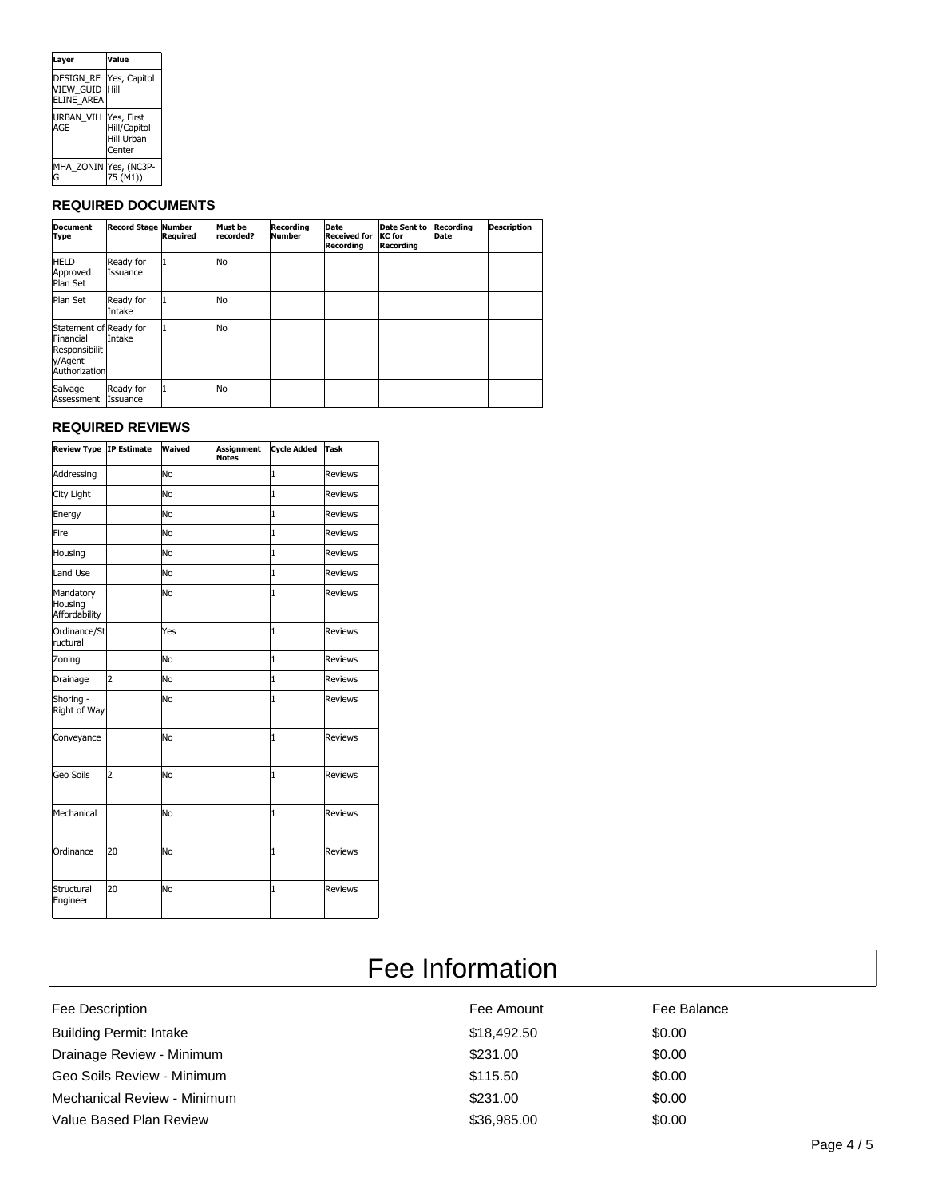| Layer | Value |
|---|---|
| DESIGN_REVIEW_GUIDELINE_AREA | Yes, Capitol Hill |
| URBAN_VILLAGE | Yes, First Hill/Capitol Hill Urban Center |
| MHA_ZONING | Yes, (NC3P-75 (M1)) |

### REQUIRED DOCUMENTS

| Document Type | Record Stage | Number Required | Must be recorded? | Recording Number | Date Received for Recording | Date Sent to KC for Recording | Recording Date | Description |
|---|---|---|---|---|---|---|---|---|
| HELD Approved Plan Set | Ready for Issuance | 1 | No | | | | | |
| Plan Set | Ready for Intake | 1 | No | | | | | |
| Statement of Financial Responsibility/Agent Authorization | Ready for Intake | 1 | No | | | | | |
| Salvage Assessment | Ready for Issuance | 1 | No | | | | | |

### REQUIRED REVIEWS

| Review Type | IP Estimate | Waived | Assignment Notes | Cycle Added | Task |
|---|---|---|---|---|---|
| Addressing | | No | | 1 | Reviews |
| City Light | | No | | 1 | Reviews |
| Energy | | No | | 1 | Reviews |
| Fire | | No | | 1 | Reviews |
| Housing | | No | | 1 | Reviews |
| Land Use | | No | | 1 | Reviews |
| Mandatory Housing Affordability | | No | | 1 | Reviews |
| Ordinance/Structural | | Yes | | 1 | Reviews |
| Zoning | | No | | 1 | Reviews |
| Drainage | 2 | No | | 1 | Reviews |
| Shoring - Right of Way | | No | | 1 | Reviews |
| Conveyance | | No | | 1 | Reviews |
| Geo Soils | 2 | No | | 1 | Reviews |
| Mechanical | | No | | 1 | Reviews |
| Ordinance | 20 | No | | 1 | Reviews |
| Structural Engineer | 20 | No | | 1 | Reviews |

## Fee Information

| Fee Description | Fee Amount | Fee Balance |
|---|---|---|
| Building Permit: Intake | $18,492.50 | $0.00 |
| Drainage Review - Minimum | $231.00 | $0.00 |
| Geo Soils Review - Minimum | $115.50 | $0.00 |
| Mechanical Review - Minimum | $231.00 | $0.00 |
| Value Based Plan Review | $36,985.00 | $0.00 |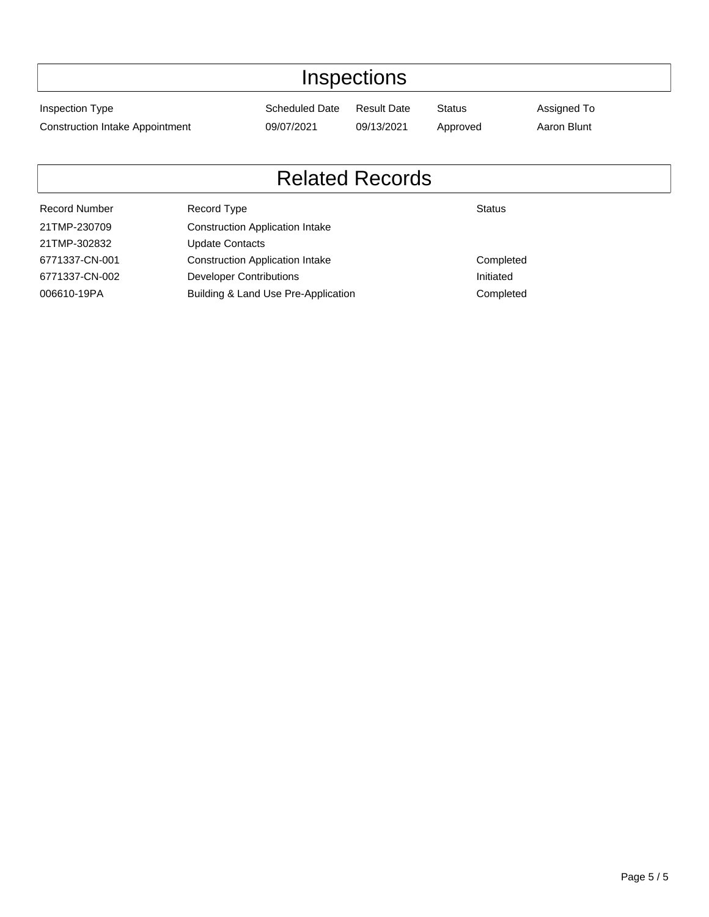# Inspections

| Inspection Type | Scheduled Date | Result Date | Status | Assigned To |
| --- | --- | --- | --- | --- |
| Construction Intake Appointment | 09/07/2021 | 09/13/2021 | Approved | Aaron Blunt |

# Related Records

| Record Number | Record Type | Status |
| --- | --- | --- |
| 21TMP-230709 | Construction Application Intake | |
| 21TMP-302832 | Update Contacts | |
| 6771337-CN-001 | Construction Application Intake | Completed |
| 6771337-CN-002 | Developer Contributions | Initiated |
| 006610-19PA | Building & Land Use Pre-Application | Completed |